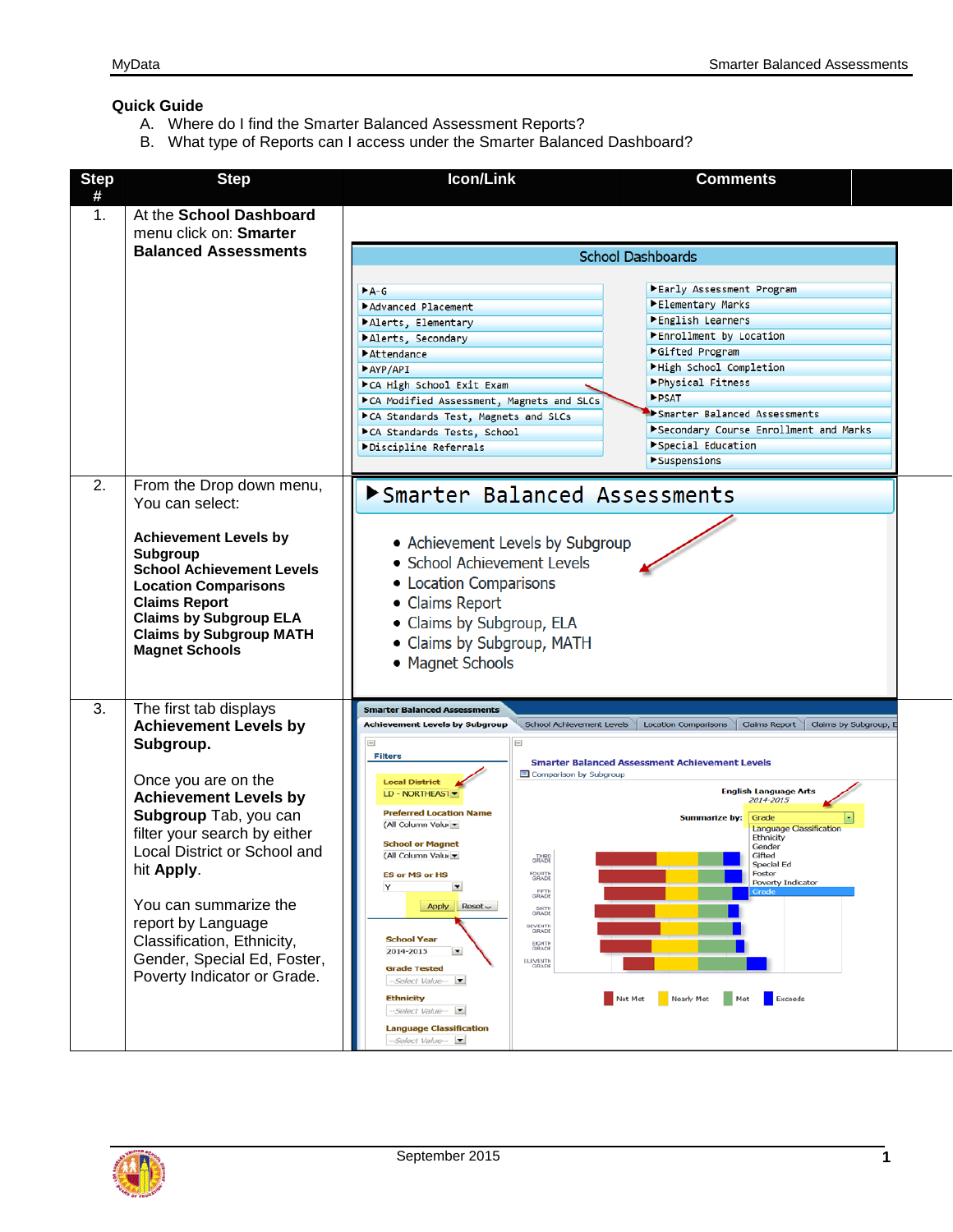## Quick Guide

A. Where do I find the Smarter Balanced Assessment Reports?
B. What type of Reports can I access under the Smarter Balanced Dashboard?

| Step # | Step | Icon/Link | Comments |
|---|---|---|---|
| 1. | At the **School Dashboard** menu click on: **Smarter Balanced Assessments** | | |
| 2. | From the Drop down menu, You can select:<br><br>**Achievement Levels by Subgroup**<br>**School Achievement Levels**<br>**Location Comparisons**<br>**Claims Report**<br>**Claims by Subgroup ELA**<br>**Claims by Subgroup MATH**<br>**Magnet Schools** | | |
| 3. | The first tab displays **Achievement Levels by Subgroup.**<br><br>Once you are on the **Achievement Levels by Subgroup** Tab, you can filter your search by either Local District or School and hit **Apply**.<br><br>You can summarize the report by Language Classification, Ethnicity, Gender, Special Ed, Foster, Poverty Indicator or Grade. | | |

September 2015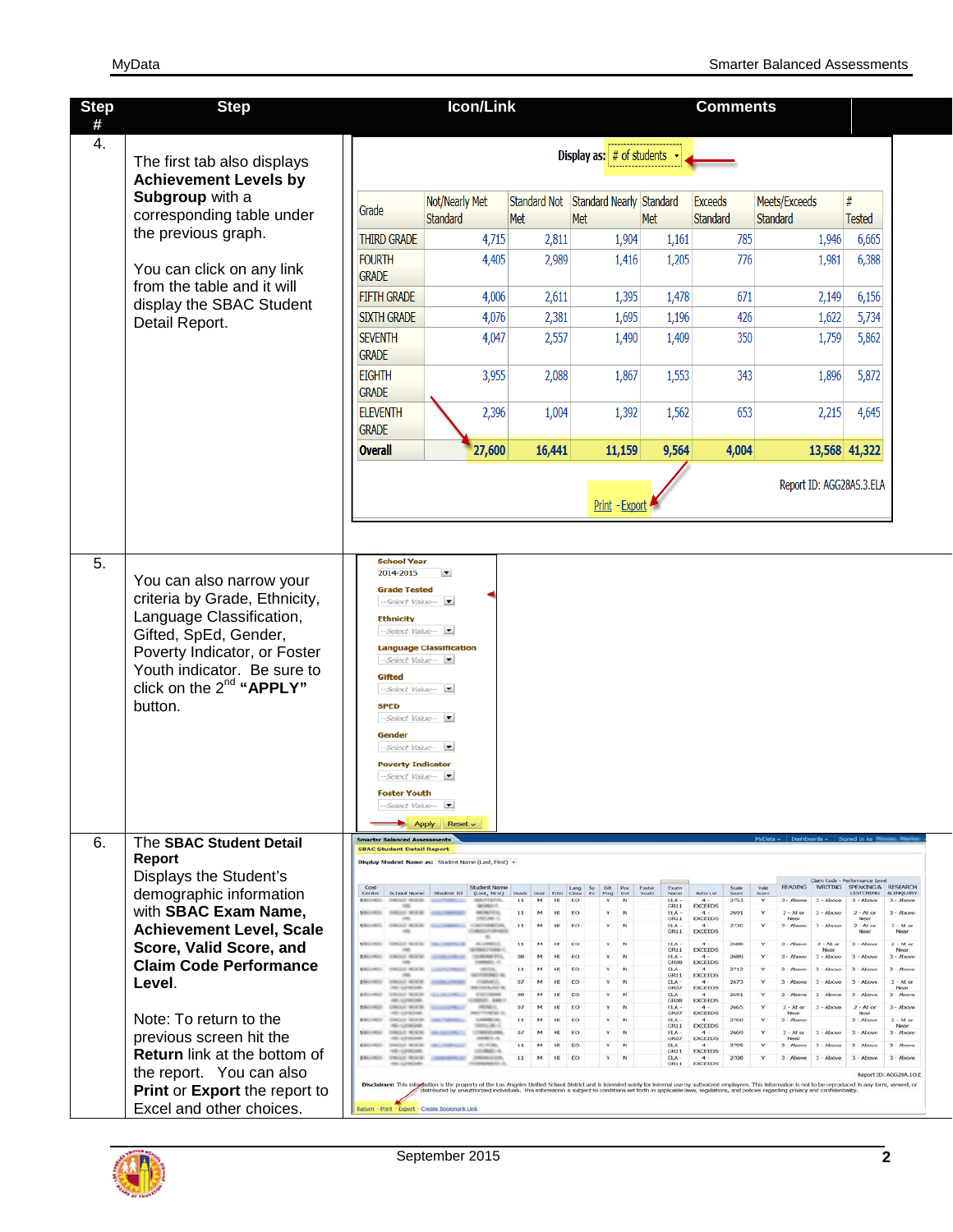| Step # | Step | Icon/Link | Comments |
|---|---|---|---|
| 4. | The first tab also displays **Achievement Levels by Subgroup** with a corresponding table under the previous graph.<br><br>You can click on any link from the table and it will display the SBAC Student Detail Report. | Display as: # of students | |
| 5. | You can also narrow your criteria by Grade, Ethnicity, Language Classification, Gifted, SpEd, Gender, Poverty Indicator, or Foster Youth indicator. Be sure to click on the 2nd **"APPLY"** button. | School Year: 2014-2015; Grade Tested; Ethnicity; Language Classification; Gifted; SPED; Gender; Poverty Indicator; Foster Youth; Apply; Reset | |
| 6. | The **SBAC Student Detail Report** Displays the Student's demographic information with **SBAC Exam Name, Achievement Level, Scale Score, Valid Score, and Claim Code Performance Level**.<br><br>Note: To return to the previous screen hit the **Return** link at the bottom of the report. You can also **Print** or **Export** the report to Excel and other choices. | Return - Print - Export | |

| Grade | Not/Nearly Met Standard | Standard Not Met | Standard Nearly Met | Standard Met | Exceeds Standard | Meets/Exceeds Standard | # Tested |
|---|---|---|---|---|---|---|---|
| THIRD GRADE | 4,715 | 2,811 | 1,904 | 1,161 | 785 | 1,946 | 6,665 |
| FOURTH GRADE | 4,405 | 2,989 | 1,416 | 1,205 | 776 | 1,981 | 6,388 |
| FIFTH GRADE | 4,006 | 2,611 | 1,395 | 1,478 | 671 | 2,149 | 6,156 |
| SIXTH GRADE | 4,076 | 2,381 | 1,695 | 1,196 | 426 | 1,622 | 5,734 |
| SEVENTH GRADE | 4,047 | 2,557 | 1,490 | 1,409 | 350 | 1,759 | 5,862 |
| EIGHTH GRADE | 3,955 | 2,088 | 1,867 | 1,553 | 343 | 1,896 | 5,872 |
| ELEVENTH GRADE | 2,396 | 1,004 | 1,392 | 1,562 | 653 | 2,215 | 4,645 |
| **Overall** | **27,600** | **16,441** | **11,159** | **9,564** | **4,004** | **13,568** | **41,322** |

Report ID: AGG28AS.3.ELA

Print - Export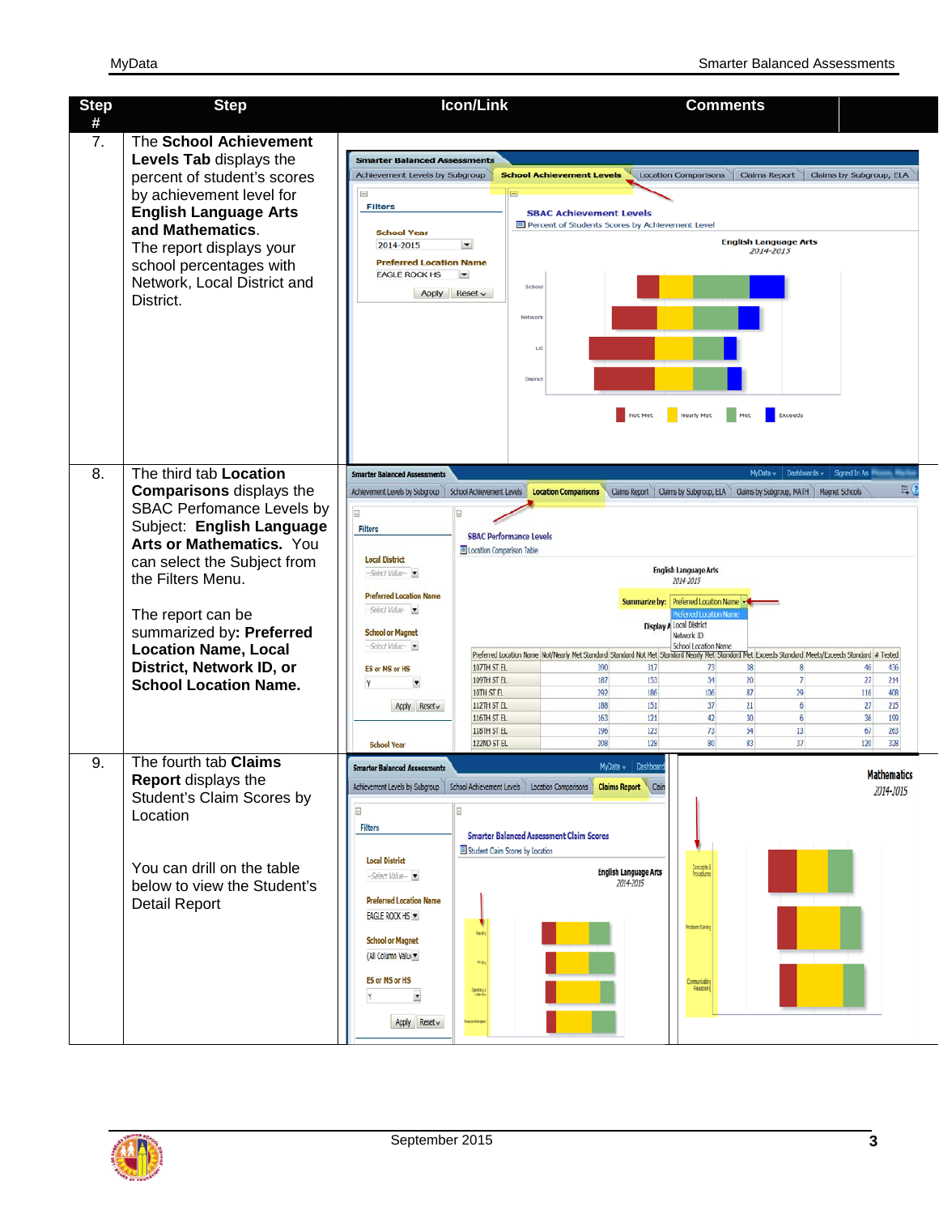| Step # | Step | Icon/Link | Comments |
|---|---|---|---|
| 7. | The **School Achievement Levels Tab** displays the percent of student's scores by achievement level for **English Language Arts and Mathematics**.<br>The report displays your school percentages with Network, Local District and District. | | |
| 8. | The third tab **Location Comparisons** displays the SBAC Perfomance Levels by Subject: **English Language Arts or Mathematics.** You can select the Subject from the Filters Menu.<br><br>The report can be summarized by**: Preferred Location Name, Local District, Network ID, or School Location Name.** | | |
| 9. | The fourth tab **Claims Report** displays the Student's Claim Scores by Location<br><br>You can drill on the table below to view the Student's Detail Report | | |

September 2015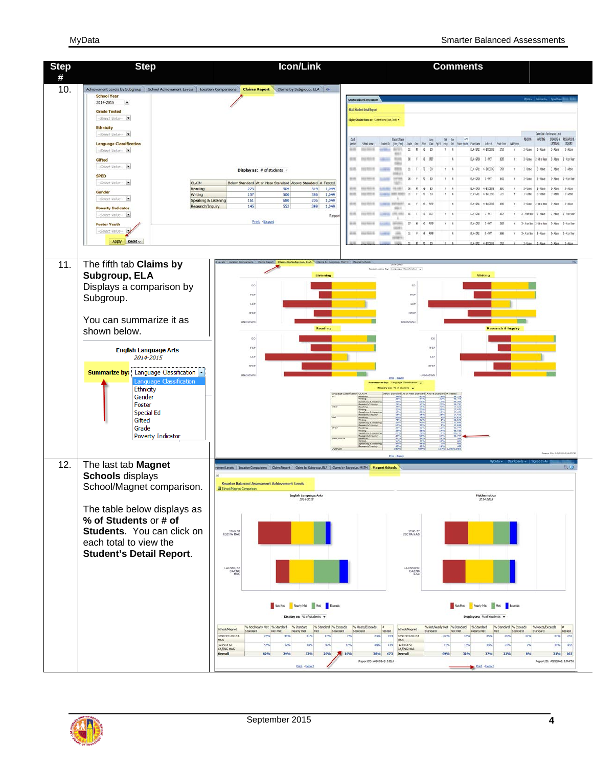| Step # | Step | Icon/Link | Comments |
|---|---|---|---|
| 10. | | | |
| 11. | The fifth tab **Claims by Subgroup, ELA** Displays a comparison by Subgroup.<br><br>You can summarize it as shown below.<br><br>English Language Arts<br>*2014-2015*<br><br>**Summarize by:** Language Classification<br>Language Classification<br>Ethnicity<br>Gender<br>Foster<br>Special Ed<br>Gifted<br>Grade<br>Poverty Indicator | | |
| 12. | The last tab **Magnet Schools** displays School/Magnet comparison.<br><br>The table below displays as **% of Students** or **# of Students**. You can click on each total to view the **Student's Detail Report**. | | |